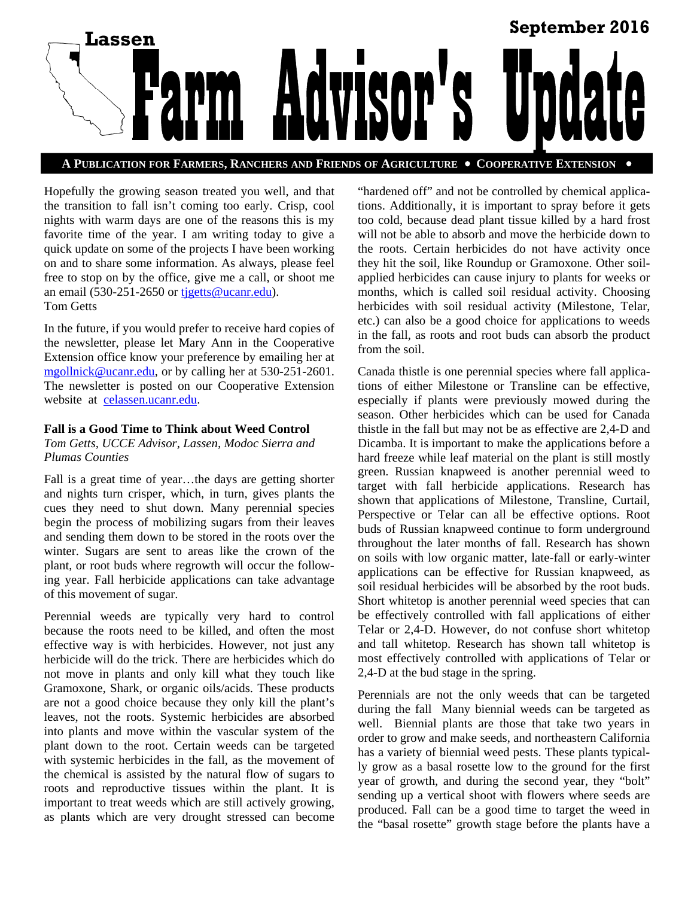# Lassen Farm Advisor's Update

**September 2016**

**A Publication for Farmers, Ranchers and Friends of Agriculture • Cooperative Extension •**

Hopefully the growing season treated you well, and that the transition to fall isn't coming too early. Crisp, cool nights with warm days are one of the reasons this is my favorite time of the year. I am writing today to give a quick update on some of the projects I have been working on and to share some information. As always, please feel free to stop on by the office, give me a call, or shoot me an email (530-251-2650 or tjgetts@ucanr.edu).
Tom Getts

In the future, if you would prefer to receive hard copies of the newsletter, please let Mary Ann in the Cooperative Extension office know your preference by emailing her at mgollnick@ucanr.edu, or by calling her at 530-251-2601. The newsletter is posted on our Cooperative Extension website at celassen.ucanr.edu.

## Fall is a Good Time to Think about Weed Control

*Tom Getts, UCCE Advisor, Lassen, Modoc Sierra and Plumas Counties*

Fall is a great time of year…the days are getting shorter and nights turn crisper, which, in turn, gives plants the cues they need to shut down. Many perennial species begin the process of mobilizing sugars from their leaves and sending them down to be stored in the roots over the winter. Sugars are sent to areas like the crown of the plant, or root buds where regrowth will occur the following year. Fall herbicide applications can take advantage of this movement of sugar.

Perennial weeds are typically very hard to control because the roots need to be killed, and often the most effective way is with herbicides. However, not just any herbicide will do the trick. There are herbicides which do not move in plants and only kill what they touch like Gramoxone, Shark, or organic oils/acids. These products are not a good choice because they only kill the plant's leaves, not the roots. Systemic herbicides are absorbed into plants and move within the vascular system of the plant down to the root. Certain weeds can be targeted with systemic herbicides in the fall, as the movement of the chemical is assisted by the natural flow of sugars to roots and reproductive tissues within the plant. It is important to treat weeds which are still actively growing, as plants which are very drought stressed can become "hardened off" and not be controlled by chemical applications. Additionally, it is important to spray before it gets too cold, because dead plant tissue killed by a hard frost will not be able to absorb and move the herbicide down to the roots. Certain herbicides do not have activity once they hit the soil, like Roundup or Gramoxone. Other soil-applied herbicides can cause injury to plants for weeks or months, which is called soil residual activity. Choosing herbicides with soil residual activity (Milestone, Telar, etc.) can also be a good choice for applications to weeds in the fall, as roots and root buds can absorb the product from the soil.

Canada thistle is one perennial species where fall applications of either Milestone or Transline can be effective, especially if plants were previously mowed during the season. Other herbicides which can be used for Canada thistle in the fall but may not be as effective are 2,4-D and Dicamba. It is important to make the applications before a hard freeze while leaf material on the plant is still mostly green. Russian knapweed is another perennial weed to target with fall herbicide applications. Research has shown that applications of Milestone, Transline, Curtail, Perspective or Telar can all be effective options. Root buds of Russian knapweed continue to form underground throughout the later months of fall. Research has shown on soils with low organic matter, late-fall or early-winter applications can be effective for Russian knapweed, as soil residual herbicides will be absorbed by the root buds. Short whitetop is another perennial weed species that can be effectively controlled with fall applications of either Telar or 2,4-D. However, do not confuse short whitetop and tall whitetop. Research has shown tall whitetop is most effectively controlled with applications of Telar or 2,4-D at the bud stage in the spring.

Perennials are not the only weeds that can be targeted during the fall Many biennial weeds can be targeted as well. Biennial plants are those that take two years in order to grow and make seeds, and northeastern California has a variety of biennial weed pests. These plants typically grow as a basal rosette low to the ground for the first year of growth, and during the second year, they "bolt" sending up a vertical shoot with flowers where seeds are produced. Fall can be a good time to target the weed in the "basal rosette" growth stage before the plants have a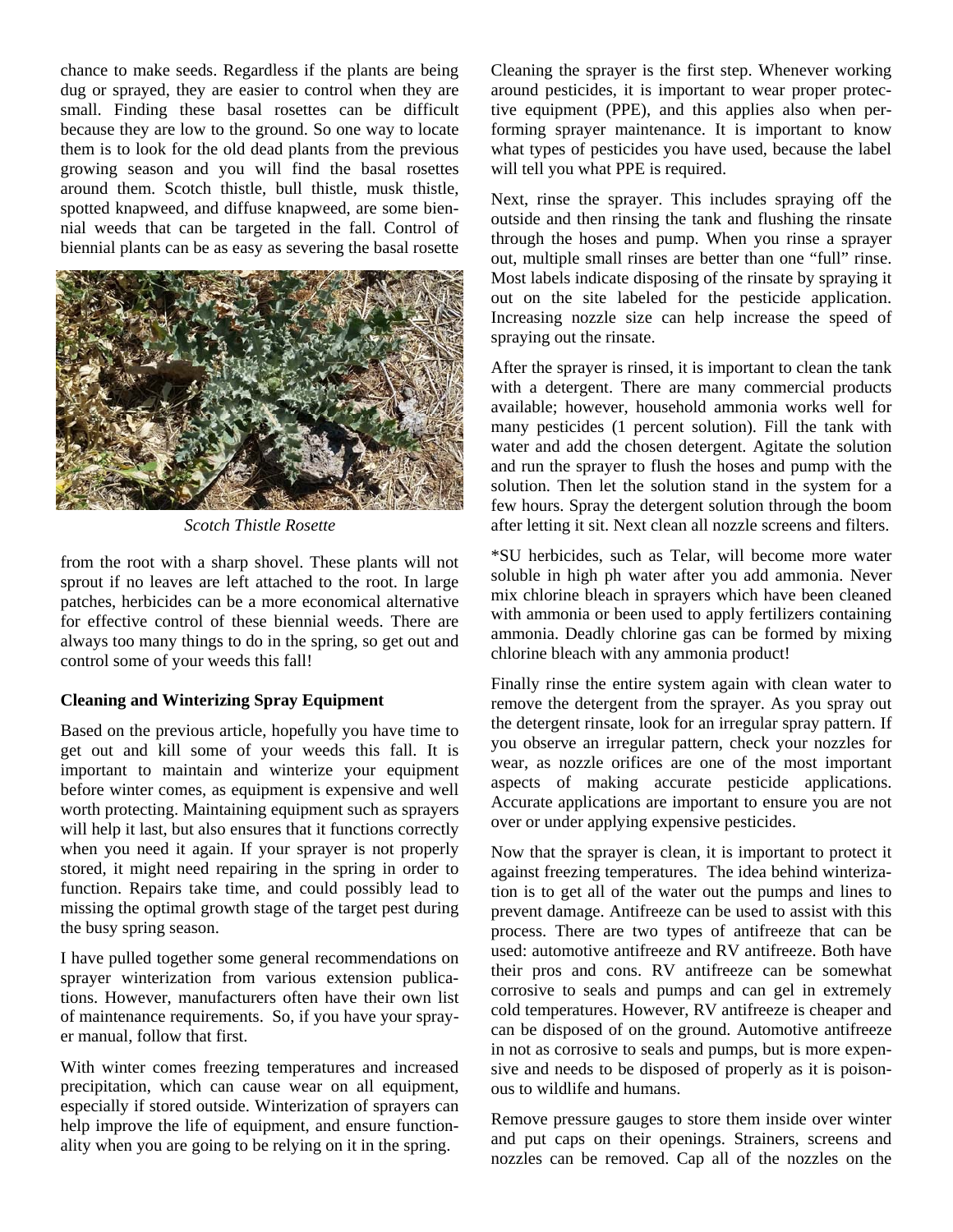chance to make seeds. Regardless if the plants are being dug or sprayed, they are easier to control when they are small. Finding these basal rosettes can be difficult because they are low to the ground. So one way to locate them is to look for the old dead plants from the previous growing season and you will find the basal rosettes around them. Scotch thistle, bull thistle, musk thistle, spotted knapweed, and diffuse knapweed, are some biennial weeds that can be targeted in the fall. Control of biennial plants can be as easy as severing the basal rosette from the root with a sharp shovel. These plants will not sprout if no leaves are left attached to the root. In large patches, herbicides can be a more economical alternative for effective control of these biennial weeds. There are always too many things to do in the spring, so get out and control some of your weeds this fall!

*Scotch Thistle Rosette*

### Cleaning and Winterizing Spray Equipment

Based on the previous article, hopefully you have time to get out and kill some of your weeds this fall. It is important to maintain and winterize your equipment before winter comes, as equipment is expensive and well worth protecting. Maintaining equipment such as sprayers will help it last, but also ensures that it functions correctly when you need it again. If your sprayer is not properly stored, it might need repairing in the spring in order to function. Repairs take time, and could possibly lead to missing the optimal growth stage of the target pest during the busy spring season.

I have pulled together some general recommendations on sprayer winterization from various extension publications. However, manufacturers often have their own list of maintenance requirements. So, if you have your sprayer manual, follow that first.

With winter comes freezing temperatures and increased precipitation, which can cause wear on all equipment, especially if stored outside. Winterization of sprayers can help improve the life of equipment, and ensure functionality when you are going to be relying on it in the spring.

Cleaning the sprayer is the first step. Whenever working around pesticides, it is important to wear proper protective equipment (PPE), and this applies also when performing sprayer maintenance. It is important to know what types of pesticides you have used, because the label will tell you what PPE is required.

Next, rinse the sprayer. This includes spraying off the outside and then rinsing the tank and flushing the rinsate through the hoses and pump. When you rinse a sprayer out, multiple small rinses are better than one "full" rinse. Most labels indicate disposing of the rinsate by spraying it out on the site labeled for the pesticide application. Increasing nozzle size can help increase the speed of spraying out the rinsate.

After the sprayer is rinsed, it is important to clean the tank with a detergent. There are many commercial products available; however, household ammonia works well for many pesticides (1 percent solution). Fill the tank with water and add the chosen detergent. Agitate the solution and run the sprayer to flush the hoses and pump with the solution. Then let the solution stand in the system for a few hours. Spray the detergent solution through the boom after letting it sit. Next clean all nozzle screens and filters.

*SU herbicides, such as Telar, will become more water soluble in high ph water after you add ammonia. Never mix chlorine bleach in sprayers which have been cleaned with ammonia or been used to apply fertilizers containing ammonia. Deadly chlorine gas can be formed by mixing chlorine bleach with any ammonia product!

Finally rinse the entire system again with clean water to remove the detergent from the sprayer. As you spray out the detergent rinsate, look for an irregular spray pattern. If you observe an irregular pattern, check your nozzles for wear, as nozzle orifices are one of the most important aspects of making accurate pesticide applications. Accurate applications are important to ensure you are not over or under applying expensive pesticides.

Now that the sprayer is clean, it is important to protect it against freezing temperatures. The idea behind winterization is to get all of the water out the pumps and lines to prevent damage. Antifreeze can be used to assist with this process. There are two types of antifreeze that can be used: automotive antifreeze and RV antifreeze. Both have their pros and cons. RV antifreeze can be somewhat corrosive to seals and pumps and can gel in extremely cold temperatures. However, RV antifreeze is cheaper and can be disposed of on the ground. Automotive antifreeze in not as corrosive to seals and pumps, but is more expensive and needs to be disposed of properly as it is poisonous to wildlife and humans.

Remove pressure gauges to store them inside over winter and put caps on their openings. Strainers, screens and nozzles can be removed. Cap all of the nozzles on the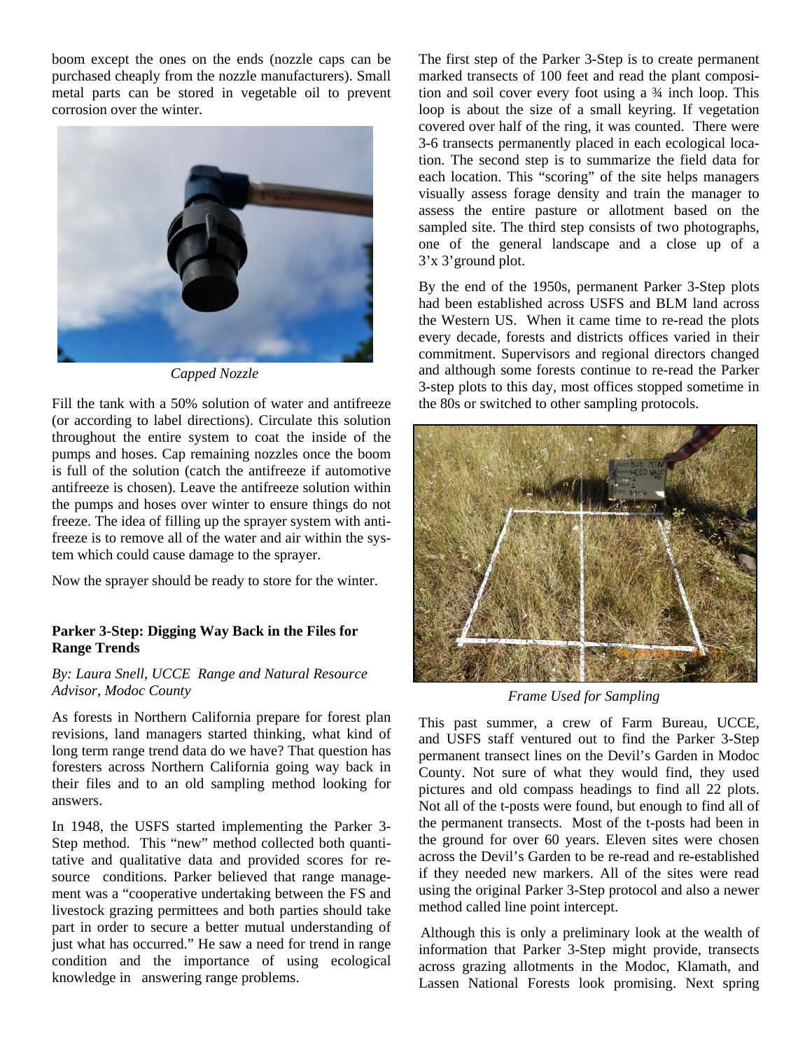boom except the ones on the ends (nozzle caps can be purchased cheaply from the nozzle manufacturers). Small metal parts can be stored in vegetable oil to prevent corrosion over the winter.

*Capped Nozzle*

Fill the tank with a 50% solution of water and antifreeze (or according to label directions). Circulate this solution throughout the entire system to coat the inside of the pumps and hoses. Cap remaining nozzles once the boom is full of the solution (catch the antifreeze if automotive antifreeze is chosen). Leave the antifreeze solution within the pumps and hoses over winter to ensure things do not freeze. The idea of filling up the sprayer system with antifreeze is to remove all of the water and air within the system which could cause damage to the sprayer.

Now the sprayer should be ready to store for the winter.

**Parker 3-Step: Digging Way Back in the Files for Range Trends**

*By: Laura Snell, UCCE Range and Natural Resource Advisor, Modoc County*

As forests in Northern California prepare for forest plan revisions, land managers started thinking, what kind of long term range trend data do we have? That question has foresters across Northern California going way back in their files and to an old sampling method looking for answers.

In 1948, the USFS started implementing the Parker 3-Step method. This "new" method collected both quantitative and qualitative data and provided scores for resource conditions. Parker believed that range management was a "cooperative undertaking between the FS and livestock grazing permittees and both parties should take part in order to secure a better mutual understanding of just what has occurred." He saw a need for trend in range condition and the importance of using ecological knowledge in answering range problems.

The first step of the Parker 3-Step is to create permanent marked transects of 100 feet and read the plant composition and soil cover every foot using a ¾ inch loop. This loop is about the size of a small keyring. If vegetation covered over half of the ring, it was counted. There were 3-6 transects permanently placed in each ecological location. The second step is to summarize the field data for each location. This "scoring" of the site helps managers visually assess forage density and train the manager to assess the entire pasture or allotment based on the sampled site. The third step consists of two photographs, one of the general landscape and a close up of a 3'x 3' ground plot.

By the end of the 1950s, permanent Parker 3-Step plots had been established across USFS and BLM land across the Western US. When it came time to re-read the plots every decade, forests and districts offices varied in their commitment. Supervisors and regional directors changed and although some forests continue to re-read the Parker 3-step plots to this day, most offices stopped sometime in the 80s or switched to other sampling protocols.

*Frame Used for Sampling*

This past summer, a crew of Farm Bureau, UCCE, and USFS staff ventured out to find the Parker 3-Step permanent transect lines on the Devil's Garden in Modoc County. Not sure of what they would find, they used pictures and old compass headings to find all 22 plots. Not all of the t-posts were found, but enough to find all of the permanent transects. Most of the t-posts had been in the ground for over 60 years. Eleven sites were chosen across the Devil's Garden to be re-read and re-established if they needed new markers. All of the sites were read using the original Parker 3-Step protocol and also a newer method called line point intercept.

Although this is only a preliminary look at the wealth of information that Parker 3-Step might provide, transects across grazing allotments in the Modoc, Klamath, and Lassen National Forests look promising. Next spring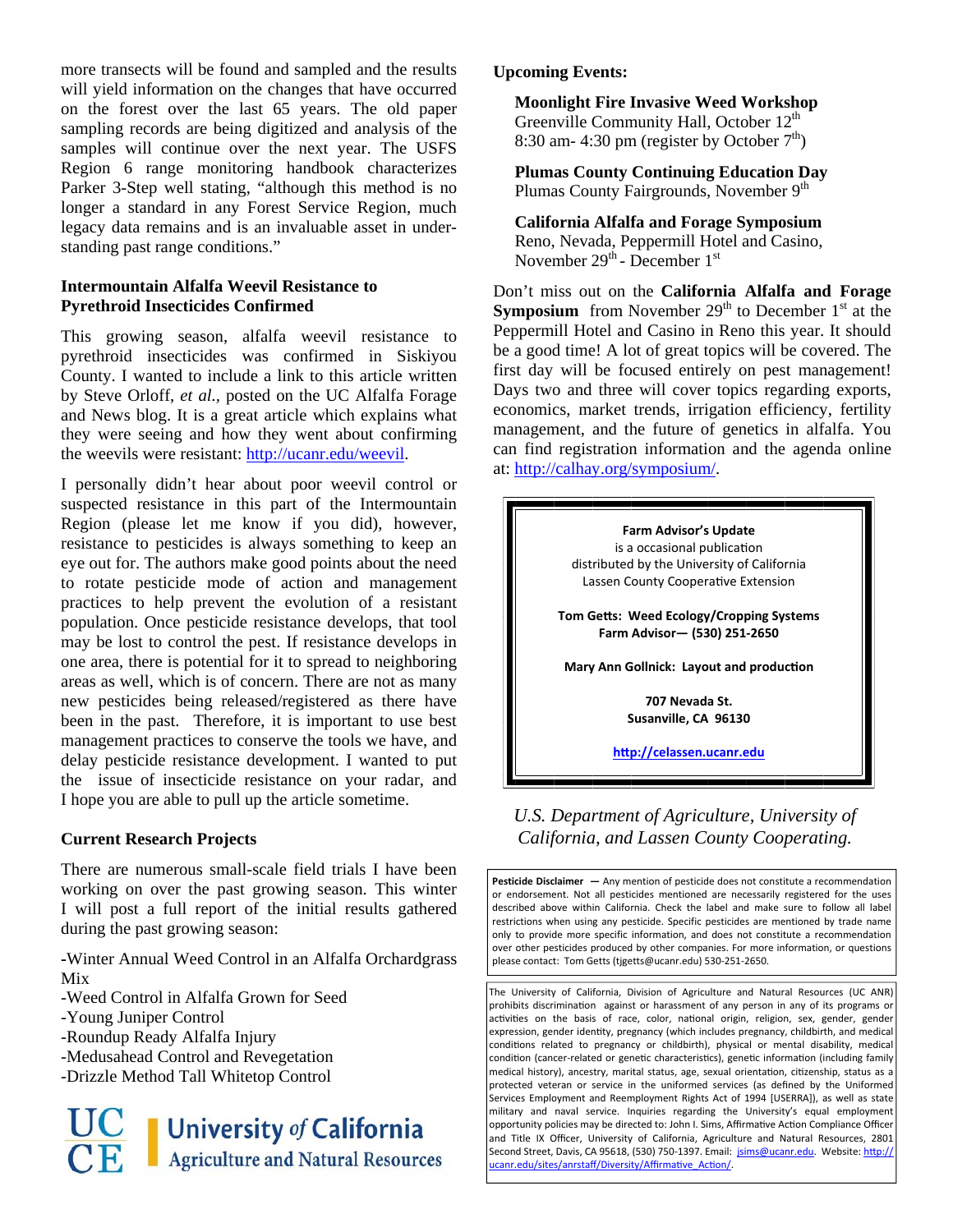more transects will be found and sampled and the results will yield information on the changes that have occurred on the forest over the last 65 years. The old paper sampling records are being digitized and analysis of the samples will continue over the next year. The USFS Region 6 range monitoring handbook characterizes Parker 3-Step well stating, "although this method is no longer a standard in any Forest Service Region, much legacy data remains and is an invaluable asset in understanding past range conditions."

### Intermountain Alfalfa Weevil Resistance to Pyrethroid Insecticides Confirmed

This growing season, alfalfa weevil resistance to pyrethroid insecticides was confirmed in Siskiyou County. I wanted to include a link to this article written by Steve Orloff, *et al.*, posted on the UC Alfalfa Forage and News blog. It is a great article which explains what they were seeing and how they went about confirming the weevils were resistant: http://ucanr.edu/weevil.

I personally didn't hear about poor weevil control or suspected resistance in this part of the Intermountain Region (please let me know if you did), however, resistance to pesticides is always something to keep an eye out for. The authors make good points about the need to rotate pesticide mode of action and management practices to help prevent the evolution of a resistant population. Once pesticide resistance develops, that tool may be lost to control the pest. If resistance develops in one area, there is potential for it to spread to neighboring areas as well, which is of concern. There are not as many new pesticides being released/registered as there have been in the past. Therefore, it is important to use best management practices to conserve the tools we have, and delay pesticide resistance development. I wanted to put the issue of insecticide resistance on your radar, and I hope you are able to pull up the article sometime.

### Current Research Projects

There are numerous small-scale field trials I have been working on over the past growing season. This winter I will post a full report of the initial results gathered during the past growing season:

- Winter Annual Weed Control in an Alfalfa Orchardgrass Mix
- Weed Control in Alfalfa Grown for Seed
- Young Juniper Control
- Roundup Ready Alfalfa Injury
- Medusahead Control and Revegetation
- Drizzle Method Tall Whitetop Control

UC CE | University *of* California Agriculture and Natural Resources

### Upcoming Events:

**Moonlight Fire Invasive Weed Workshop**
Greenville Community Hall, October 12th
8:30 am- 4:30 pm (register by October 7th)

**Plumas County Continuing Education Day**
Plumas County Fairgrounds, November 9th

**California Alfalfa and Forage Symposium**
Reno, Nevada, Peppermill Hotel and Casino, November 29th - December 1st

Don't miss out on the **California Alfalfa and Forage Symposium** from November 29th to December 1st at the Peppermill Hotel and Casino in Reno this year. It should be a good time! A lot of great topics will be covered. The first day will be focused entirely on pest management! Days two and three will cover topics regarding exports, economics, market trends, irrigation efficiency, fertility management, and the future of genetics in alfalfa. You can find registration information and the agenda online at: http://calhay.org/symposium/.

**Farm Advisor's Update**
is a occasional publication
distributed by the University of California
Lassen County Cooperative Extension

**Tom Getts: Weed Ecology/Cropping Systems Farm Advisor— (530) 251-2650**

**Mary Ann Gollnick: Layout and production**

**707 Nevada St.**
**Susanville, CA 96130**

**http://celassen.ucanr.edu**

*U.S. Department of Agriculture, University of California, and Lassen County Cooperating.*

**Pesticide Disclaimer —** Any mention of pesticide does not constitute a recommendation or endorsement. Not all pesticides mentioned are necessarily registered for the uses described above within California. Check the label and make sure to follow all label restrictions when using any pesticide. Specific pesticides are mentioned by trade name only to provide more specific information, and does not constitute a recommendation over other pesticides produced by other companies. For more information, or questions please contact: Tom Getts (tjgetts@ucanr.edu) 530-251-2650.

The University of California, Division of Agriculture and Natural Resources (UC ANR) prohibits discrimination against or harassment of any person in any of its programs or activities on the basis of race, color, national origin, religion, sex, gender, gender expression, gender identity, pregnancy (which includes pregnancy, childbirth, and medical conditions related to pregnancy or childbirth), physical or mental disability, medical condition (cancer-related or genetic characteristics), genetic information (including family medical history), ancestry, marital status, age, sexual orientation, citizenship, status as a protected veteran or service in the uniformed services (as defined by the Uniformed Services Employment and Reemployment Rights Act of 1994 [USERRA]), as well as state military and naval service. Inquiries regarding the University's equal employment opportunity policies may be directed to: John I. Sims, Affirmative Action Compliance Officer and Title IX Officer, University of California, Agriculture and Natural Resources, 2801 Second Street, Davis, CA 95618, (530) 750-1397. Email: jsims@ucanr.edu. Website: http://ucanr.edu/sites/anrstaff/Diversity/Affirmative_Action/.